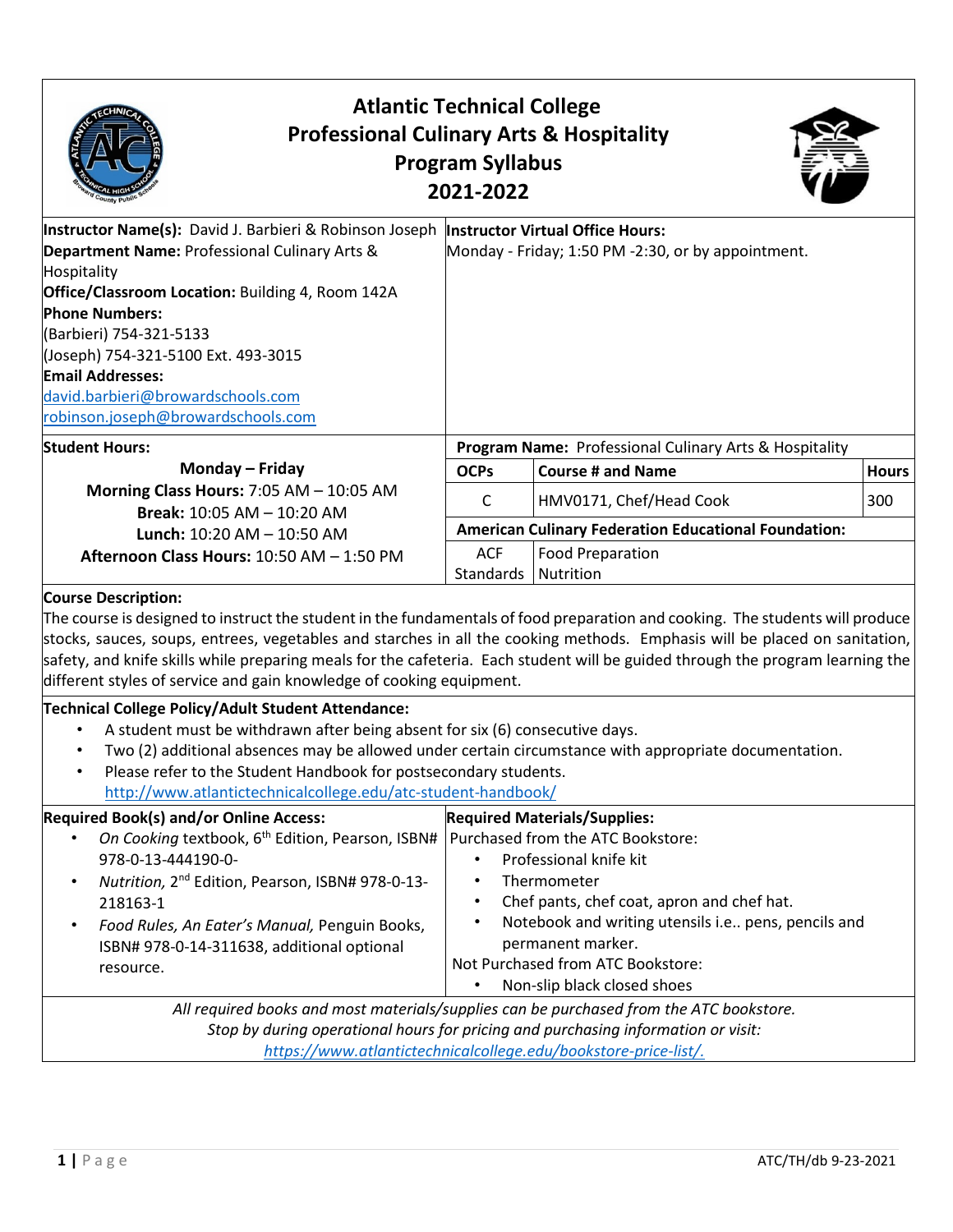# Atlantic Technical College
## Professional Culinary Arts & Hospitality
## Program Syllabus
## 2021-2022

**Instructor Name(s):** David J. Barbieri & Robinson Joseph
**Department Name:** Professional Culinary Arts & Hospitality
**Office/Classroom Location:** Building 4, Room 142A
**Phone Numbers:**
(Barbieri) 754-321-5133
(Joseph) 754-321-5100 Ext. 493-3015
**Email Addresses:**
david.barbieri@browardschools.com
robinson.joseph@browardschools.com

**Instructor Virtual Office Hours:**
Monday - Friday; 1:50 PM -2:30, or by appointment.

**Student Hours:**

Monday – Friday
**Morning Class Hours:** 7:05 AM – 10:05 AM
**Break:** 10:05 AM – 10:20 AM
**Lunch:** 10:20 AM – 10:50 AM
**Afternoon Class Hours:** 10:50 AM – 1:50 PM

**Program Name:** Professional Culinary Arts & Hospitality

| OCPs | Course # and Name | Hours |
|---|---|---|
| C | HMV0171, Chef/Head Cook | 300 |
| **American Culinary Federation Educational Foundation:** | | |
| ACF Standards | Food Preparation<br>Nutrition | |

**Course Description:**
The course is designed to instruct the student in the fundamentals of food preparation and cooking. The students will produce stocks, sauces, soups, entrees, vegetables and starches in all the cooking methods. Emphasis will be placed on sanitation, safety, and knife skills while preparing meals for the cafeteria. Each student will be guided through the program learning the different styles of service and gain knowledge of cooking equipment.

**Technical College Policy/Adult Student Attendance:**

- A student must be withdrawn after being absent for six (6) consecutive days.
- Two (2) additional absences may be allowed under certain circumstance with appropriate documentation.
- Please refer to the Student Handbook for postsecondary students. http://www.atlantictechnicalcollege.edu/atc-student-handbook/

**Required Book(s) and/or Online Access:**

- *On Cooking* textbook, 6th Edition, Pearson, ISBN# 978-0-13-444190-0-
- *Nutrition,* 2nd Edition, Pearson, ISBN# 978-0-13-218163-1
- *Food Rules, An Eater's Manual,* Penguin Books, ISBN# 978-0-14-311638, additional optional resource.

**Required Materials/Supplies:**

Purchased from the ATC Bookstore:

- Professional knife kit
- Thermometer
- Chef pants, chef coat, apron and chef hat.
- Notebook and writing utensils i.e.. pens, pencils and permanent marker.

Not Purchased from ATC Bookstore:

- Non-slip black closed shoes

*All required books and most materials/supplies can be purchased from the ATC bookstore.*
*Stop by during operational hours for pricing and purchasing information or visit:*
*https://www.atlantictechnicalcollege.edu/bookstore-price-list/.*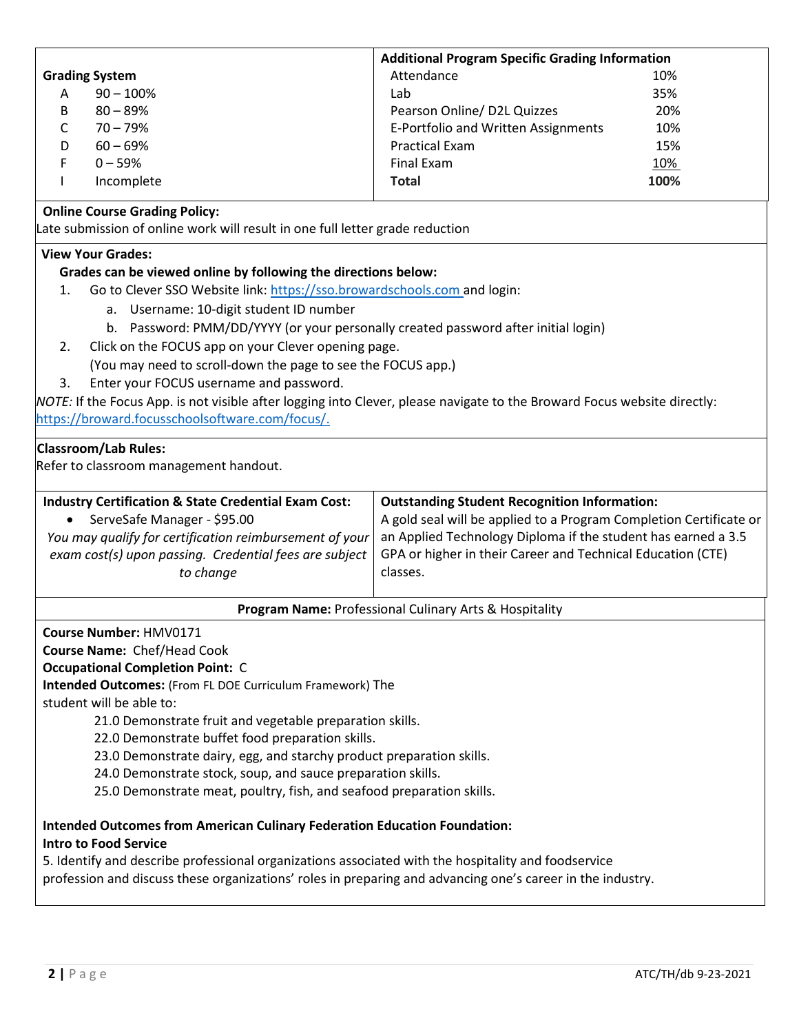| **Grading System** | |
|---|---|
| A | 90 – 100% |
| B | 80 – 89% |
| C | 70 – 79% |
| D | 60 – 69% |
| F | 0 – 59% |
| I | Incomplete |

| **Additional Program Specific Grading Information** | |
|---|---|
| Attendance | 10% |
| Lab | 35% |
| Pearson Online/ D2L Quizzes | 20% |
| E-Portfolio and Written Assignments | 10% |
| Practical Exam | 15% |
| Final Exam | 10% |
| **Total** | **100%** |

**Online Course Grading Policy:**
Late submission of online work will result in one full letter grade reduction

**View Your Grades:**

**Grades can be viewed online by following the directions below:**

1. Go to Clever SSO Website link: https://sso.browardschools.com and login:
   a. Username: 10-digit student ID number
   b. Password: PMM/DD/YYYY (or your personally created password after initial login)
2. Click on the FOCUS app on your Clever opening page.
   (You may need to scroll-down the page to see the FOCUS app.)
3. Enter your FOCUS username and password.

*NOTE:* If the Focus App. is not visible after logging into Clever, please navigate to the Broward Focus website directly: https://broward.focusschoolsoftware.com/focus/.

**Classroom/Lab Rules:**
Refer to classroom management handout.

**Industry Certification & State Credential Exam Cost:**

- ServeSafe Manager - $95.00

*You may qualify for certification reimbursement of your exam cost(s) upon passing. Credential fees are subject to change*

**Outstanding Student Recognition Information:**
A gold seal will be applied to a Program Completion Certificate or an Applied Technology Diploma if the student has earned a 3.5 GPA or higher in their Career and Technical Education (CTE) classes.

**Program Name:** Professional Culinary Arts & Hospitality

**Course Number:** HMV0171
**Course Name:** Chef/Head Cook
**Occupational Completion Point:** C
**Intended Outcomes:** (From FL DOE Curriculum Framework) The student will be able to:

21.0 Demonstrate fruit and vegetable preparation skills.
22.0 Demonstrate buffet food preparation skills.
23.0 Demonstrate dairy, egg, and starchy product preparation skills.
24.0 Demonstrate stock, soup, and sauce preparation skills.
25.0 Demonstrate meat, poultry, fish, and seafood preparation skills.

**Intended Outcomes from American Culinary Federation Education Foundation:**
**Intro to Food Service**
5. Identify and describe professional organizations associated with the hospitality and foodservice profession and discuss these organizations' roles in preparing and advancing one's career in the industry.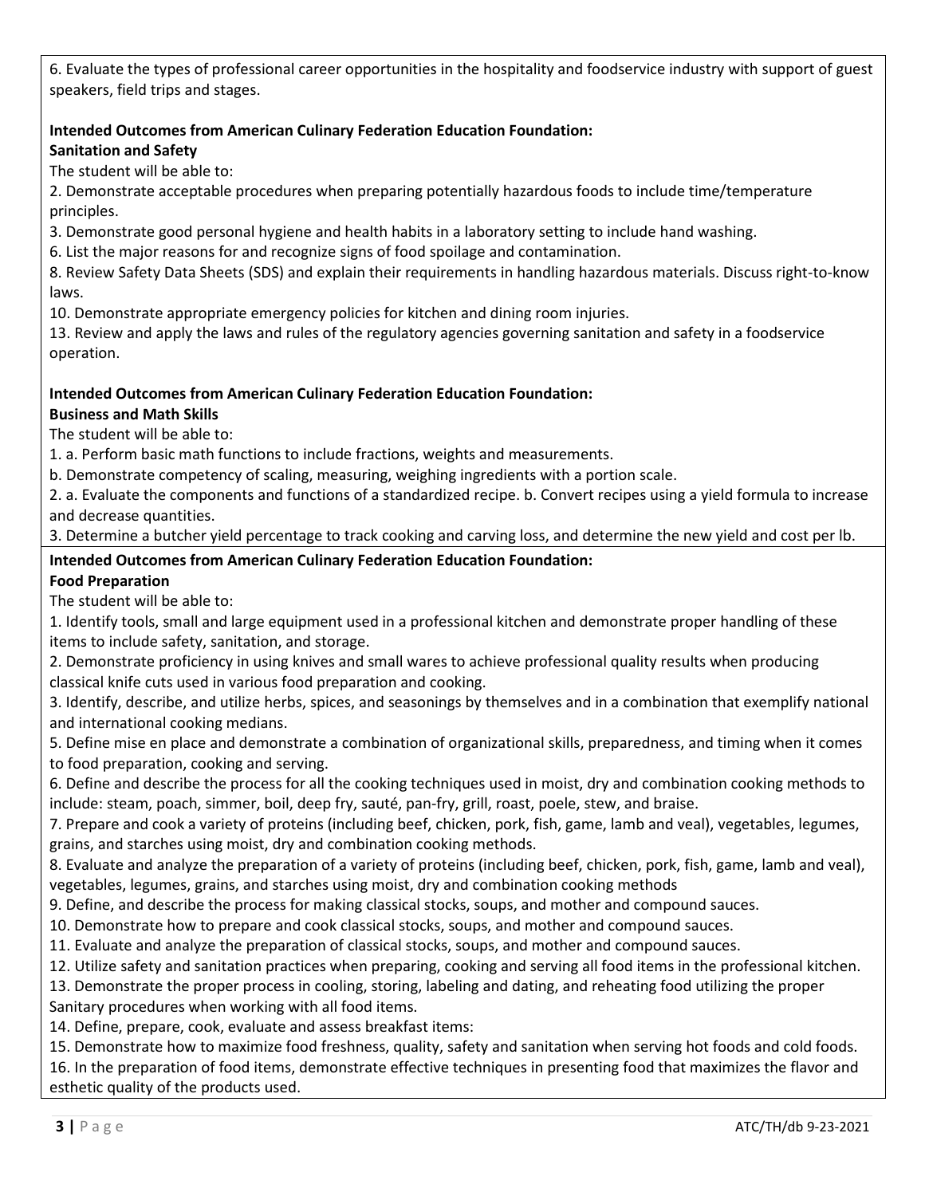6. Evaluate the types of professional career opportunities in the hospitality and foodservice industry with support of guest speakers, field trips and stages.

**Intended Outcomes from American Culinary Federation Education Foundation:**
**Sanitation and Safety**

The student will be able to:

2. Demonstrate acceptable procedures when preparing potentially hazardous foods to include time/temperature principles.
3. Demonstrate good personal hygiene and health habits in a laboratory setting to include hand washing.
6. List the major reasons for and recognize signs of food spoilage and contamination.
8. Review Safety Data Sheets (SDS) and explain their requirements in handling hazardous materials. Discuss right-to-know laws.
10. Demonstrate appropriate emergency policies for kitchen and dining room injuries.
13. Review and apply the laws and rules of the regulatory agencies governing sanitation and safety in a foodservice operation.

**Intended Outcomes from American Culinary Federation Education Foundation:**
**Business and Math Skills**

The student will be able to:

1. a. Perform basic math functions to include fractions, weights and measurements.
b. Demonstrate competency of scaling, measuring, weighing ingredients with a portion scale.
2. a. Evaluate the components and functions of a standardized recipe. b. Convert recipes using a yield formula to increase and decrease quantities.
3. Determine a butcher yield percentage to track cooking and carving loss, and determine the new yield and cost per lb.

**Intended Outcomes from American Culinary Federation Education Foundation:**
**Food Preparation**

The student will be able to:

1. Identify tools, small and large equipment used in a professional kitchen and demonstrate proper handling of these items to include safety, sanitation, and storage.
2. Demonstrate proficiency in using knives and small wares to achieve professional quality results when producing classical knife cuts used in various food preparation and cooking.
3. Identify, describe, and utilize herbs, spices, and seasonings by themselves and in a combination that exemplify national and international cooking medians.
5. Define mise en place and demonstrate a combination of organizational skills, preparedness, and timing when it comes to food preparation, cooking and serving.
6. Define and describe the process for all the cooking techniques used in moist, dry and combination cooking methods to include: steam, poach, simmer, boil, deep fry, sauté, pan-fry, grill, roast, poele, stew, and braise.
7. Prepare and cook a variety of proteins (including beef, chicken, pork, fish, game, lamb and veal), vegetables, legumes, grains, and starches using moist, dry and combination cooking methods.
8. Evaluate and analyze the preparation of a variety of proteins (including beef, chicken, pork, fish, game, lamb and veal), vegetables, legumes, grains, and starches using moist, dry and combination cooking methods
9. Define, and describe the process for making classical stocks, soups, and mother and compound sauces.
10. Demonstrate how to prepare and cook classical stocks, soups, and mother and compound sauces.
11. Evaluate and analyze the preparation of classical stocks, soups, and mother and compound sauces.
12. Utilize safety and sanitation practices when preparing, cooking and serving all food items in the professional kitchen.
13. Demonstrate the proper process in cooling, storing, labeling and dating, and reheating food utilizing the proper Sanitary procedures when working with all food items.
14. Define, prepare, cook, evaluate and assess breakfast items:
15. Demonstrate how to maximize food freshness, quality, safety and sanitation when serving hot foods and cold foods.
16. In the preparation of food items, demonstrate effective techniques in presenting food that maximizes the flavor and esthetic quality of the products used.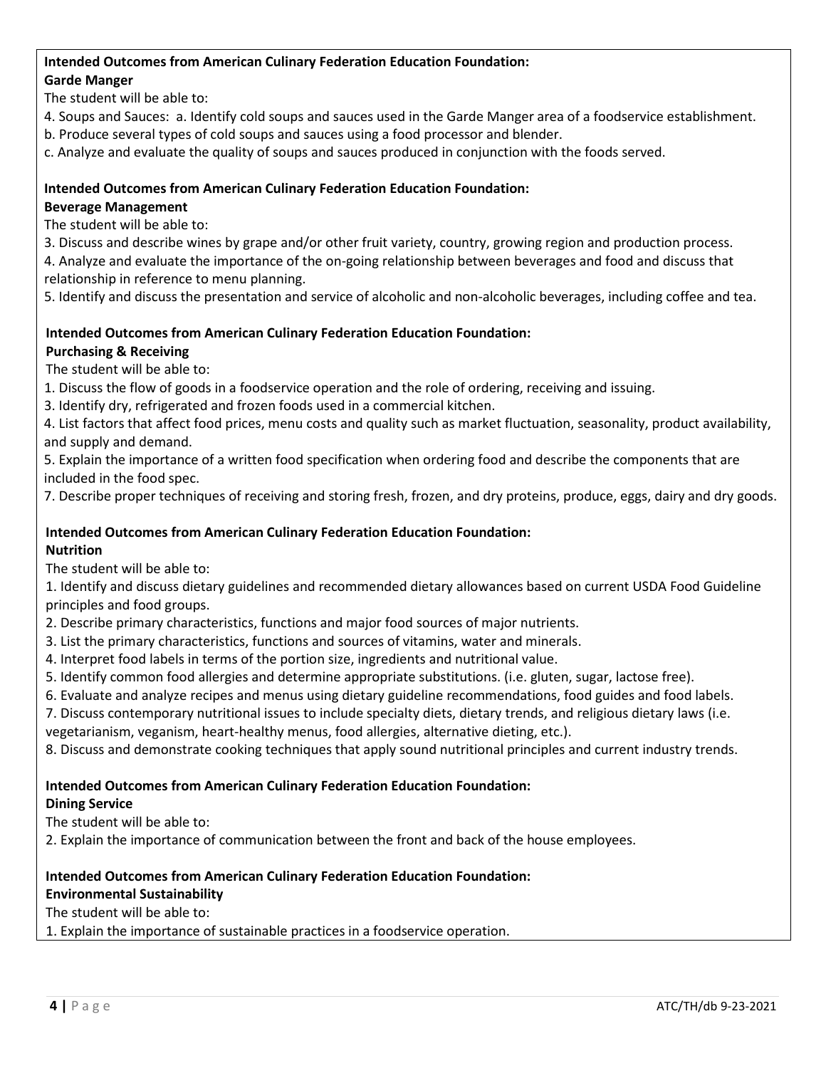**Intended Outcomes from American Culinary Federation Education Foundation:**
**Garde Manger**

The student will be able to:

4. Soups and Sauces: a. Identify cold soups and sauces used in the Garde Manger area of a foodservice establishment.
b. Produce several types of cold soups and sauces using a food processor and blender.
c. Analyze and evaluate the quality of soups and sauces produced in conjunction with the foods served.

**Intended Outcomes from American Culinary Federation Education Foundation:**
**Beverage Management**

The student will be able to:

3. Discuss and describe wines by grape and/or other fruit variety, country, growing region and production process.
4. Analyze and evaluate the importance of the on-going relationship between beverages and food and discuss that relationship in reference to menu planning.
5. Identify and discuss the presentation and service of alcoholic and non-alcoholic beverages, including coffee and tea.

**Intended Outcomes from American Culinary Federation Education Foundation:**
**Purchasing & Receiving**

The student will be able to:

1. Discuss the flow of goods in a foodservice operation and the role of ordering, receiving and issuing.
3. Identify dry, refrigerated and frozen foods used in a commercial kitchen.
4. List factors that affect food prices, menu costs and quality such as market fluctuation, seasonality, product availability, and supply and demand.
5. Explain the importance of a written food specification when ordering food and describe the components that are included in the food spec.
7. Describe proper techniques of receiving and storing fresh, frozen, and dry proteins, produce, eggs, dairy and dry goods.

**Intended Outcomes from American Culinary Federation Education Foundation:**
**Nutrition**

The student will be able to:

1. Identify and discuss dietary guidelines and recommended dietary allowances based on current USDA Food Guideline principles and food groups.
2. Describe primary characteristics, functions and major food sources of major nutrients.
3. List the primary characteristics, functions and sources of vitamins, water and minerals.
4. Interpret food labels in terms of the portion size, ingredients and nutritional value.
5. Identify common food allergies and determine appropriate substitutions. (i.e. gluten, sugar, lactose free).
6. Evaluate and analyze recipes and menus using dietary guideline recommendations, food guides and food labels.
7. Discuss contemporary nutritional issues to include specialty diets, dietary trends, and religious dietary laws (i.e. vegetarianism, veganism, heart-healthy menus, food allergies, alternative dieting, etc.).
8. Discuss and demonstrate cooking techniques that apply sound nutritional principles and current industry trends.

**Intended Outcomes from American Culinary Federation Education Foundation:**
**Dining Service**

The student will be able to:

2. Explain the importance of communication between the front and back of the house employees.

**Intended Outcomes from American Culinary Federation Education Foundation:**
**Environmental Sustainability**

The student will be able to:

1. Explain the importance of sustainable practices in a foodservice operation.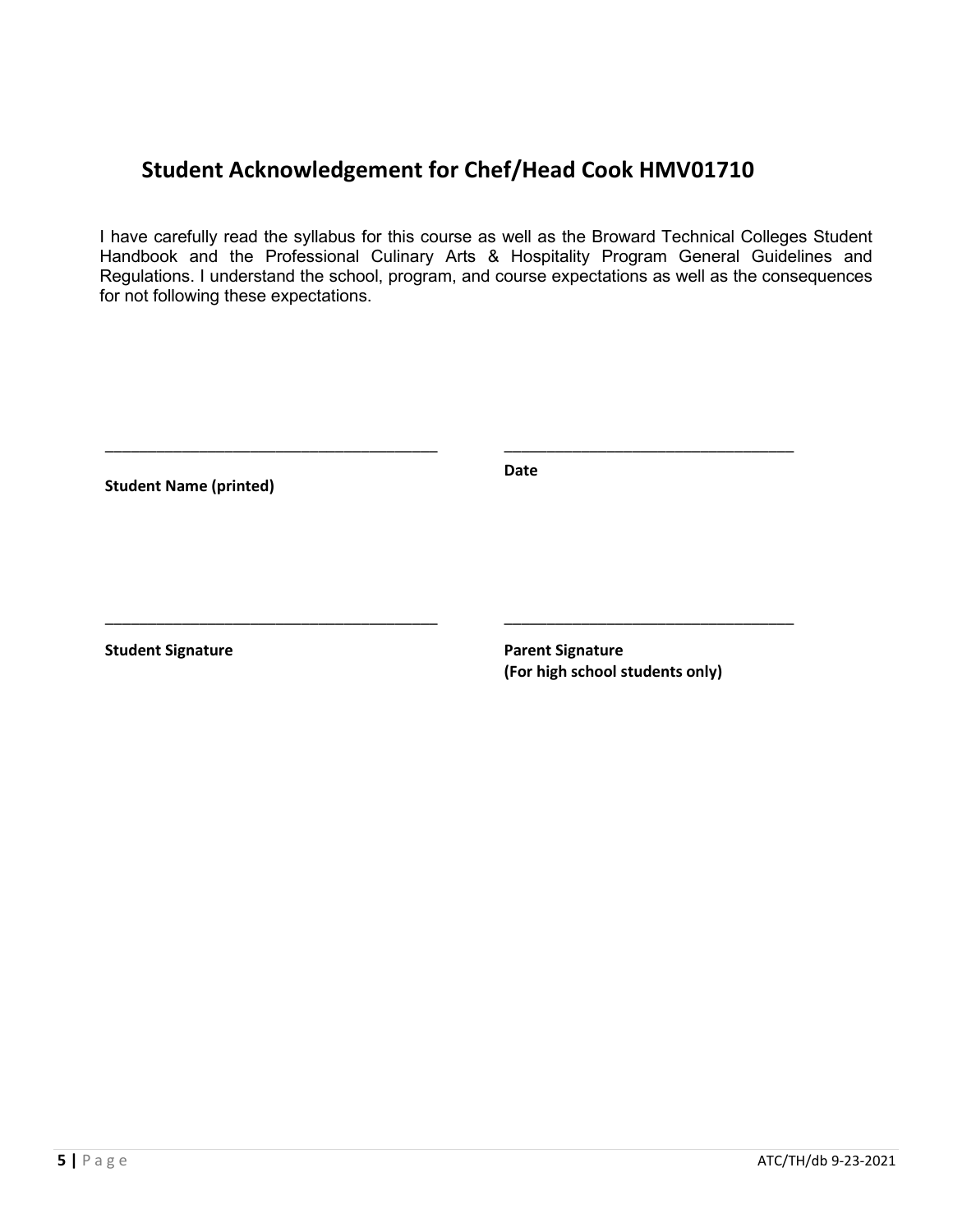## Student Acknowledgement for Chef/Head Cook HMV01710

I have carefully read the syllabus for this course as well as the Broward Technical Colleges Student Handbook and the Professional Culinary Arts & Hospitality Program General Guidelines and Regulations. I understand the school, program, and course expectations as well as the consequences for not following these expectations.

| | |
|---|---|
| ______________________________________ | _________________________________ |
| **Student Name (printed)** | **Date** |
| ______________________________________ | _________________________________ |
| **Student Signature** | **Parent Signature (For high school students only)** |

ATC/TH/db 9-23-2021